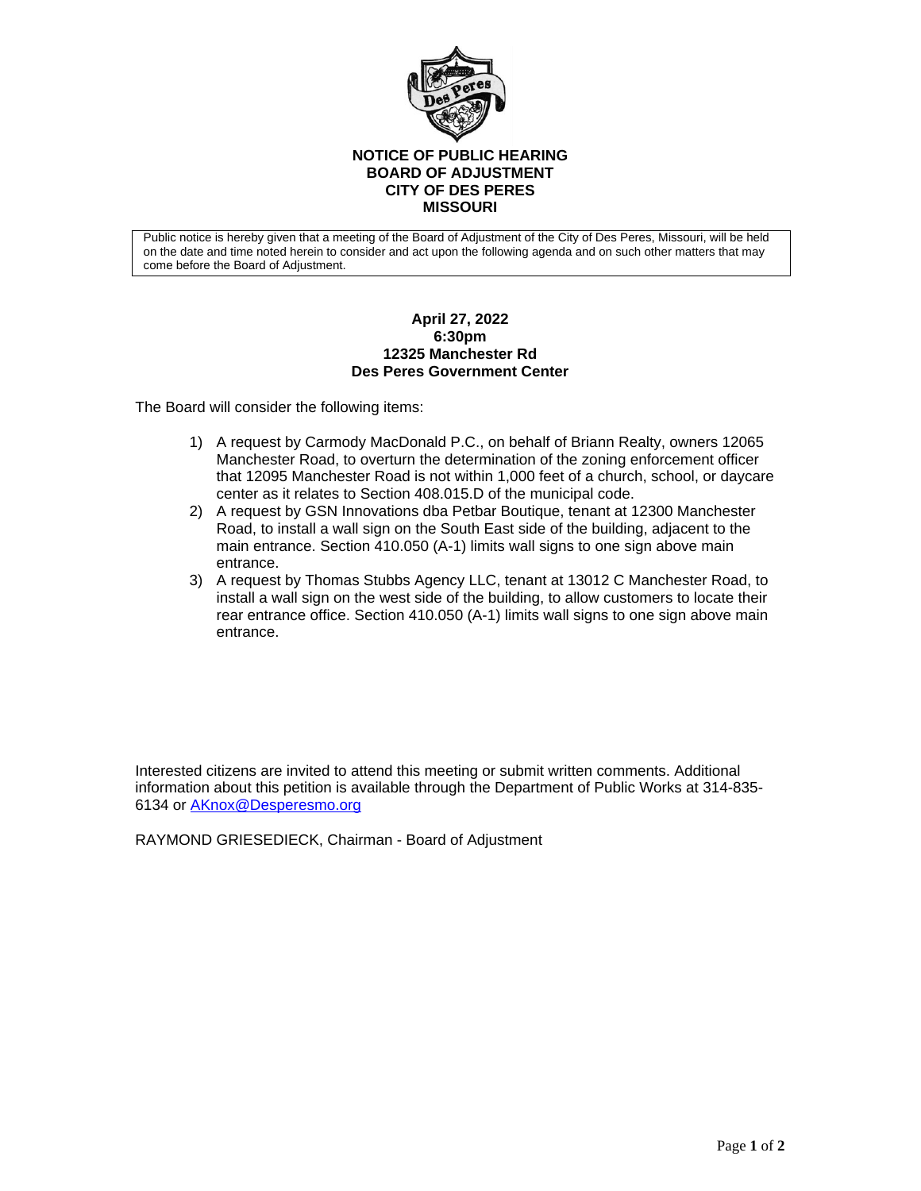# NOTICE OF PUBLIC HEARING
# BOARD OF ADJUSTMENT
# CITY OF DES PERES
# MISSOURI

Public notice is hereby given that a meeting of the Board of Adjustment of the City of Des Peres, Missouri, will be held on the date and time noted herein to consider and act upon the following agenda and on such other matters that may come before the Board of Adjustment.

**April 27, 2022**
**6:30pm**
**12325 Manchester Rd**
**Des Peres Government Center**

The Board will consider the following items:

1) A request by Carmody MacDonald P.C., on behalf of Briann Realty, owners 12065 Manchester Road, to overturn the determination of the zoning enforcement officer that 12095 Manchester Road is not within 1,000 feet of a church, school, or daycare center as it relates to Section 408.015.D of the municipal code.
2) A request by GSN Innovations dba Petbar Boutique, tenant at 12300 Manchester Road, to install a wall sign on the South East side of the building, adjacent to the main entrance. Section 410.050 (A-1) limits wall signs to one sign above main entrance.
3) A request by Thomas Stubbs Agency LLC, tenant at 13012 C Manchester Road, to install a wall sign on the west side of the building, to allow customers to locate their rear entrance office. Section 410.050 (A-1) limits wall signs to one sign above main entrance.

Interested citizens are invited to attend this meeting or submit written comments. Additional information about this petition is available through the Department of Public Works at 314-835-6134 or AKnox@Desperesmo.org

RAYMOND GRIESEDIECK, Chairman - Board of Adjustment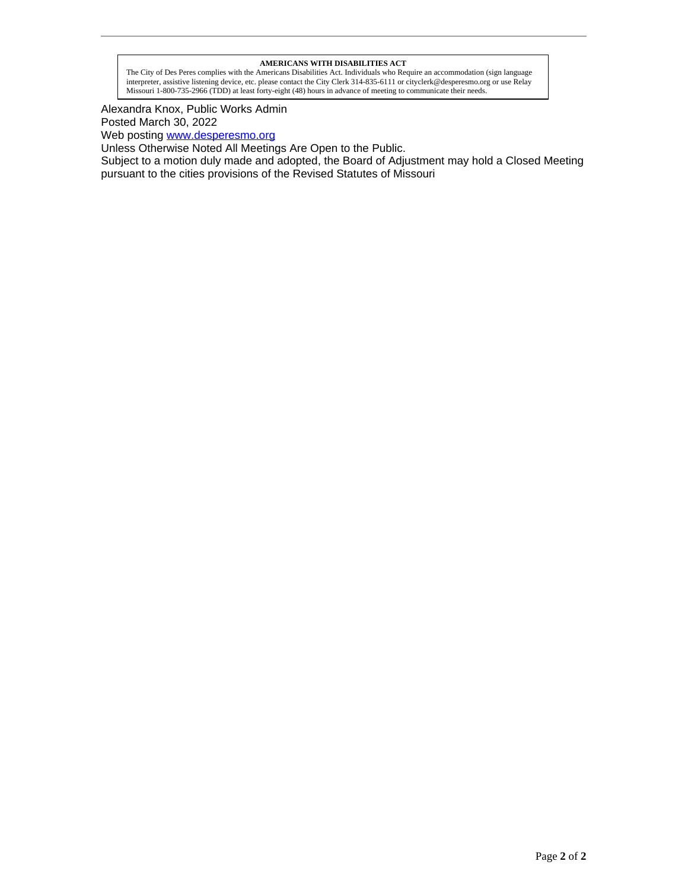**AMERICANS WITH DISABILITIES ACT**

The City of Des Peres complies with the Americans Disabilities Act. Individuals who Require an accommodation (sign language interpreter, assistive listening device, etc. please contact the City Clerk 314-835-6111 or cityclerk@desperesmo.org or use Relay Missouri 1-800-735-2966 (TDD) at least forty-eight (48) hours in advance of meeting to communicate their needs.

Alexandra Knox, Public Works Admin
Posted March 30, 2022
Web posting [www.desperesmo.org](http://www.desperesmo.org)
Unless Otherwise Noted All Meetings Are Open to the Public.
Subject to a motion duly made and adopted, the Board of Adjustment may hold a Closed Meeting pursuant to the cities provisions of the Revised Statutes of Missouri